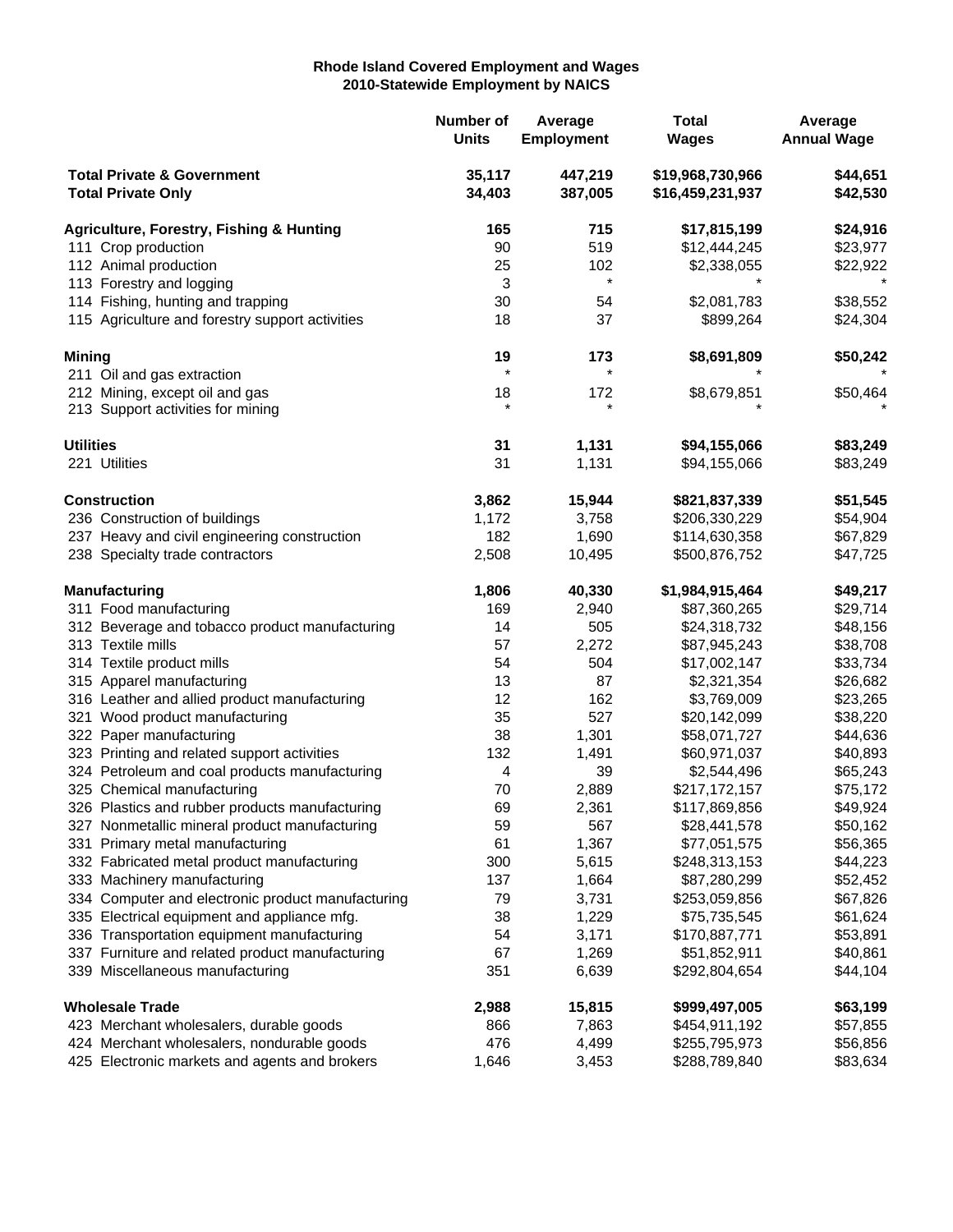# Rhode Island Covered Employment and Wages
## 2010-Statewide Employment by NAICS

| | Number of Units | Average Employment | Total Wages | Average Annual Wage |
|---|---|---|---|---|
| **Total Private & Government** | **35,117** | **447,219** | **$19,968,730,966** | **$44,651** |
| **Total Private Only** | **34,403** | **387,005** | **$16,459,231,937** | **$42,530** |
| **Agriculture, Forestry, Fishing & Hunting** | **165** | **715** | **$17,815,199** | **$24,916** |
| 111 Crop production | 90 | 519 | $12,444,245 | $23,977 |
| 112 Animal production | 25 | 102 | $2,338,055 | $22,922 |
| 113 Forestry and logging | 3 | * | * | * |
| 114 Fishing, hunting and trapping | 30 | 54 | $2,081,783 | $38,552 |
| 115 Agriculture and forestry support activities | 18 | 37 | $899,264 | $24,304 |
| **Mining** | **19** | **173** | **$8,691,809** | **$50,242** |
| 211 Oil and gas extraction | * | * | * | * |
| 212 Mining, except oil and gas | 18 | 172 | $8,679,851 | $50,464 |
| 213 Support activities for mining | * | * | * | * |
| **Utilities** | **31** | **1,131** | **$94,155,066** | **$83,249** |
| 221 Utilities | 31 | 1,131 | $94,155,066 | $83,249 |
| **Construction** | **3,862** | **15,944** | **$821,837,339** | **$51,545** |
| 236 Construction of buildings | 1,172 | 3,758 | $206,330,229 | $54,904 |
| 237 Heavy and civil engineering construction | 182 | 1,690 | $114,630,358 | $67,829 |
| 238 Specialty trade contractors | 2,508 | 10,495 | $500,876,752 | $47,725 |
| **Manufacturing** | **1,806** | **40,330** | **$1,984,915,464** | **$49,217** |
| 311 Food manufacturing | 169 | 2,940 | $87,360,265 | $29,714 |
| 312 Beverage and tobacco product manufacturing | 14 | 505 | $24,318,732 | $48,156 |
| 313 Textile mills | 57 | 2,272 | $87,945,243 | $38,708 |
| 314 Textile product mills | 54 | 504 | $17,002,147 | $33,734 |
| 315 Apparel manufacturing | 13 | 87 | $2,321,354 | $26,682 |
| 316 Leather and allied product manufacturing | 12 | 162 | $3,769,009 | $23,265 |
| 321 Wood product manufacturing | 35 | 527 | $20,142,099 | $38,220 |
| 322 Paper manufacturing | 38 | 1,301 | $58,071,727 | $44,636 |
| 323 Printing and related support activities | 132 | 1,491 | $60,971,037 | $40,893 |
| 324 Petroleum and coal products manufacturing | 4 | 39 | $2,544,496 | $65,243 |
| 325 Chemical manufacturing | 70 | 2,889 | $217,172,157 | $75,172 |
| 326 Plastics and rubber products manufacturing | 69 | 2,361 | $117,869,856 | $49,924 |
| 327 Nonmetallic mineral product manufacturing | 59 | 567 | $28,441,578 | $50,162 |
| 331 Primary metal manufacturing | 61 | 1,367 | $77,051,575 | $56,365 |
| 332 Fabricated metal product manufacturing | 300 | 5,615 | $248,313,153 | $44,223 |
| 333 Machinery manufacturing | 137 | 1,664 | $87,280,299 | $52,452 |
| 334 Computer and electronic product manufacturing | 79 | 3,731 | $253,059,856 | $67,826 |
| 335 Electrical equipment and appliance mfg. | 38 | 1,229 | $75,735,545 | $61,624 |
| 336 Transportation equipment manufacturing | 54 | 3,171 | $170,887,771 | $53,891 |
| 337 Furniture and related product manufacturing | 67 | 1,269 | $51,852,911 | $40,861 |
| 339 Miscellaneous manufacturing | 351 | 6,639 | $292,804,654 | $44,104 |
| **Wholesale Trade** | **2,988** | **15,815** | **$999,497,005** | **$63,199** |
| 423 Merchant wholesalers, durable goods | 866 | 7,863 | $454,911,192 | $57,855 |
| 424 Merchant wholesalers, nondurable goods | 476 | 4,499 | $255,795,973 | $56,856 |
| 425 Electronic markets and agents and brokers | 1,646 | 3,453 | $288,789,840 | $83,634 |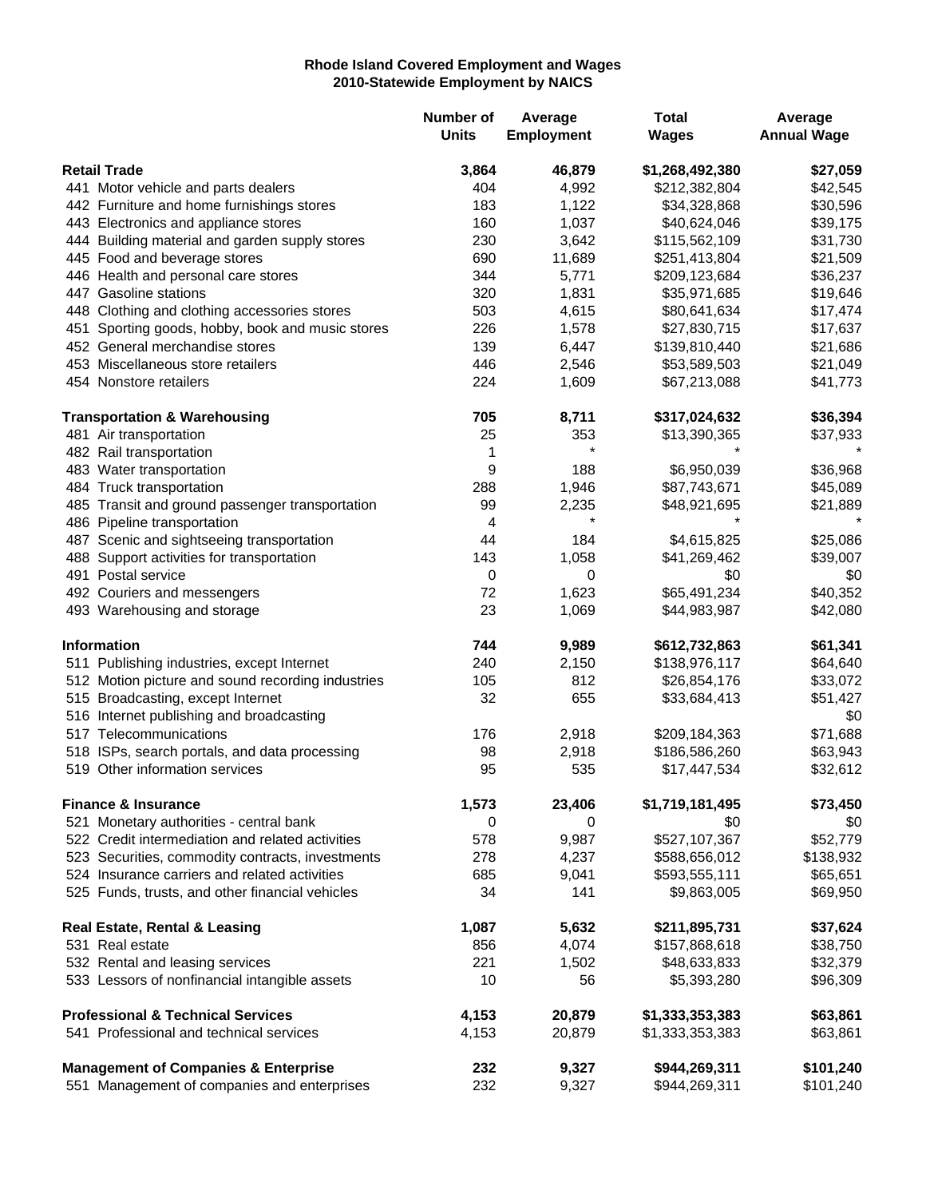**Rhode Island Covered Employment and Wages**
**2010-Statewide Employment by NAICS**

| | Number of Units | Average Employment | Total Wages | Average Annual Wage |
|---|---|---|---|---|
| **Retail Trade** | **3,864** | **46,879** | **$1,268,492,380** | **$27,059** |
| 441 Motor vehicle and parts dealers | 404 | 4,992 | $212,382,804 | $42,545 |
| 442 Furniture and home furnishings stores | 183 | 1,122 | $34,328,868 | $30,596 |
| 443 Electronics and appliance stores | 160 | 1,037 | $40,624,046 | $39,175 |
| 444 Building material and garden supply stores | 230 | 3,642 | $115,562,109 | $31,730 |
| 445 Food and beverage stores | 690 | 11,689 | $251,413,804 | $21,509 |
| 446 Health and personal care stores | 344 | 5,771 | $209,123,684 | $36,237 |
| 447 Gasoline stations | 320 | 1,831 | $35,971,685 | $19,646 |
| 448 Clothing and clothing accessories stores | 503 | 4,615 | $80,641,634 | $17,474 |
| 451 Sporting goods, hobby, book and music stores | 226 | 1,578 | $27,830,715 | $17,637 |
| 452 General merchandise stores | 139 | 6,447 | $139,810,440 | $21,686 |
| 453 Miscellaneous store retailers | 446 | 2,546 | $53,589,503 | $21,049 |
| 454 Nonstore retailers | 224 | 1,609 | $67,213,088 | $41,773 |
| **Transportation & Warehousing** | **705** | **8,711** | **$317,024,632** | **$36,394** |
| 481 Air transportation | 25 | 353 | $13,390,365 | $37,933 |
| 482 Rail transportation | 1 | * | * | * |
| 483 Water transportation | 9 | 188 | $6,950,039 | $36,968 |
| 484 Truck transportation | 288 | 1,946 | $87,743,671 | $45,089 |
| 485 Transit and ground passenger transportation | 99 | 2,235 | $48,921,695 | $21,889 |
| 486 Pipeline transportation | 4 | * | * | * |
| 487 Scenic and sightseeing transportation | 44 | 184 | $4,615,825 | $25,086 |
| 488 Support activities for transportation | 143 | 1,058 | $41,269,462 | $39,007 |
| 491 Postal service | 0 | 0 | $0 | $0 |
| 492 Couriers and messengers | 72 | 1,623 | $65,491,234 | $40,352 |
| 493 Warehousing and storage | 23 | 1,069 | $44,983,987 | $42,080 |
| **Information** | **744** | **9,989** | **$612,732,863** | **$61,341** |
| 511 Publishing industries, except Internet | 240 | 2,150 | $138,976,117 | $64,640 |
| 512 Motion picture and sound recording industries | 105 | 812 | $26,854,176 | $33,072 |
| 515 Broadcasting, except Internet | 32 | 655 | $33,684,413 | $51,427 |
| 516 Internet publishing and broadcasting | | | | $0 |
| 517 Telecommunications | 176 | 2,918 | $209,184,363 | $71,688 |
| 518 ISPs, search portals, and data processing | 98 | 2,918 | $186,586,260 | $63,943 |
| 519 Other information services | 95 | 535 | $17,447,534 | $32,612 |
| **Finance & Insurance** | **1,573** | **23,406** | **$1,719,181,495** | **$73,450** |
| 521 Monetary authorities - central bank | 0 | 0 | $0 | $0 |
| 522 Credit intermediation and related activities | 578 | 9,987 | $527,107,367 | $52,779 |
| 523 Securities, commodity contracts, investments | 278 | 4,237 | $588,656,012 | $138,932 |
| 524 Insurance carriers and related activities | 685 | 9,041 | $593,555,111 | $65,651 |
| 525 Funds, trusts, and other financial vehicles | 34 | 141 | $9,863,005 | $69,950 |
| **Real Estate, Rental & Leasing** | **1,087** | **5,632** | **$211,895,731** | **$37,624** |
| 531 Real estate | 856 | 4,074 | $157,868,618 | $38,750 |
| 532 Rental and leasing services | 221 | 1,502 | $48,633,833 | $32,379 |
| 533 Lessors of nonfinancial intangible assets | 10 | 56 | $5,393,280 | $96,309 |
| **Professional & Technical Services** | **4,153** | **20,879** | **$1,333,353,383** | **$63,861** |
| 541 Professional and technical services | 4,153 | 20,879 | $1,333,353,383 | $63,861 |
| **Management of Companies & Enterprise** | **232** | **9,327** | **$944,269,311** | **$101,240** |
| 551 Management of companies and enterprises | 232 | 9,327 | $944,269,311 | $101,240 |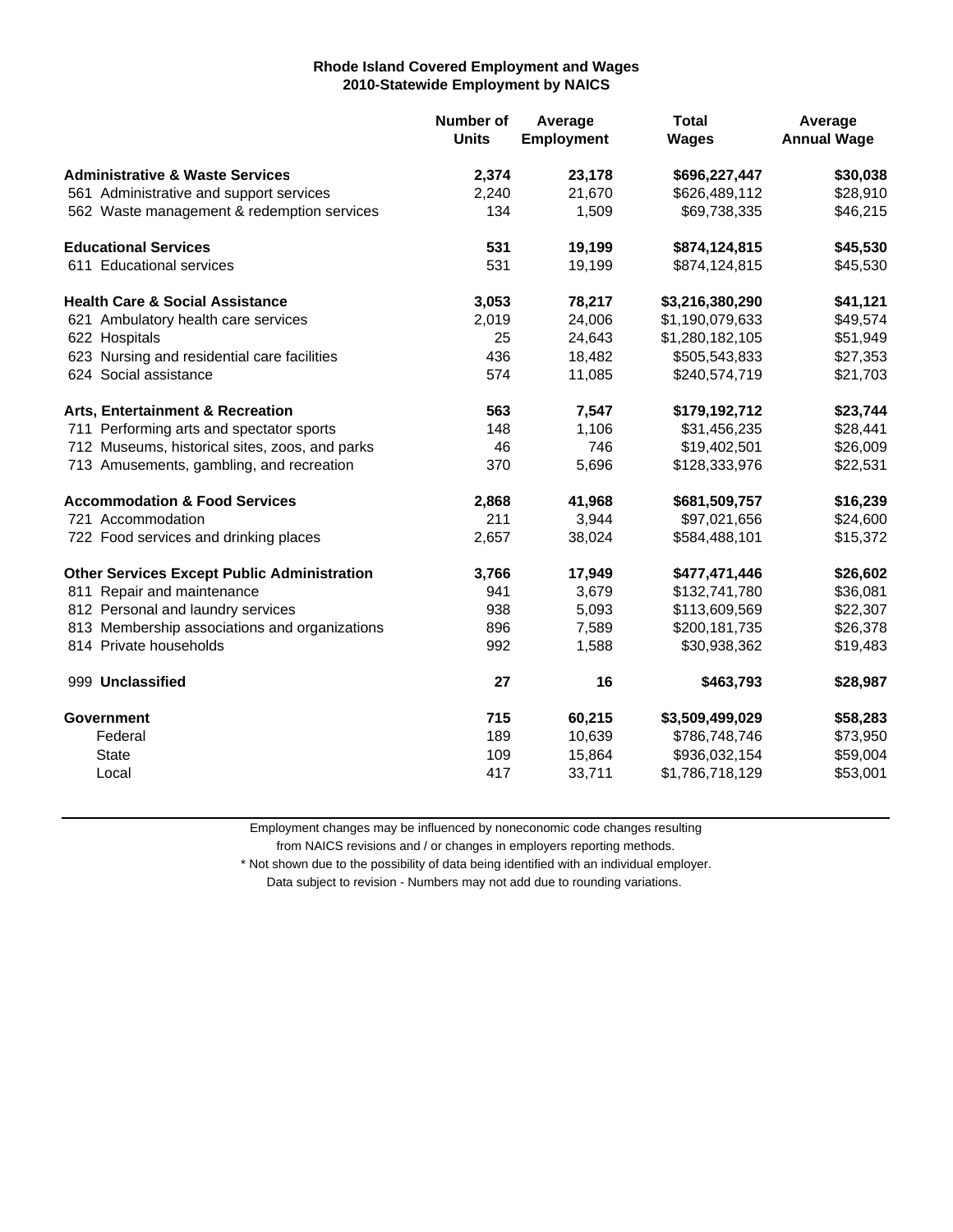**Rhode Island Covered Employment and Wages**
**2010-Statewide Employment by NAICS**

| | Number of Units | Average Employment | Total Wages | Average Annual Wage |
|---|---|---|---|---|
| **Administrative & Waste Services** | **2,374** | **23,178** | **$696,227,447** | **$30,038** |
| 561 Administrative and support services | 2,240 | 21,670 | $626,489,112 | $28,910 |
| 562 Waste management & redemption services | 134 | 1,509 | $69,738,335 | $46,215 |
| **Educational Services** | **531** | **19,199** | **$874,124,815** | **$45,530** |
| 611 Educational services | 531 | 19,199 | $874,124,815 | $45,530 |
| **Health Care & Social Assistance** | **3,053** | **78,217** | **$3,216,380,290** | **$41,121** |
| 621 Ambulatory health care services | 2,019 | 24,006 | $1,190,079,633 | $49,574 |
| 622 Hospitals | 25 | 24,643 | $1,280,182,105 | $51,949 |
| 623 Nursing and residential care facilities | 436 | 18,482 | $505,543,833 | $27,353 |
| 624 Social assistance | 574 | 11,085 | $240,574,719 | $21,703 |
| **Arts, Entertainment & Recreation** | **563** | **7,547** | **$179,192,712** | **$23,744** |
| 711 Performing arts and spectator sports | 148 | 1,106 | $31,456,235 | $28,441 |
| 712 Museums, historical sites, zoos, and parks | 46 | 746 | $19,402,501 | $26,009 |
| 713 Amusements, gambling, and recreation | 370 | 5,696 | $128,333,976 | $22,531 |
| **Accommodation & Food Services** | **2,868** | **41,968** | **$681,509,757** | **$16,239** |
| 721 Accommodation | 211 | 3,944 | $97,021,656 | $24,600 |
| 722 Food services and drinking places | 2,657 | 38,024 | $584,488,101 | $15,372 |
| **Other Services Except Public Administration** | **3,766** | **17,949** | **$477,471,446** | **$26,602** |
| 811 Repair and maintenance | 941 | 3,679 | $132,741,780 | $36,081 |
| 812 Personal and laundry services | 938 | 5,093 | $113,609,569 | $22,307 |
| 813 Membership associations and organizations | 896 | 7,589 | $200,181,735 | $26,378 |
| 814 Private households | 992 | 1,588 | $30,938,362 | $19,483 |
| 999 **Unclassified** | **27** | **16** | **$463,793** | **$28,987** |
| **Government** | **715** | **60,215** | **$3,509,499,029** | **$58,283** |
| Federal | 189 | 10,639 | $786,748,746 | $73,950 |
| State | 109 | 15,864 | $936,032,154 | $59,004 |
| Local | 417 | 33,711 | $1,786,718,129 | $53,001 |

Employment changes may be influenced by noneconomic code changes resulting from NAICS revisions and / or changes in employers reporting methods.

\* Not shown due to the possibility of data being identified with an individual employer.

Data subject to revision - Numbers may not add due to rounding variations.